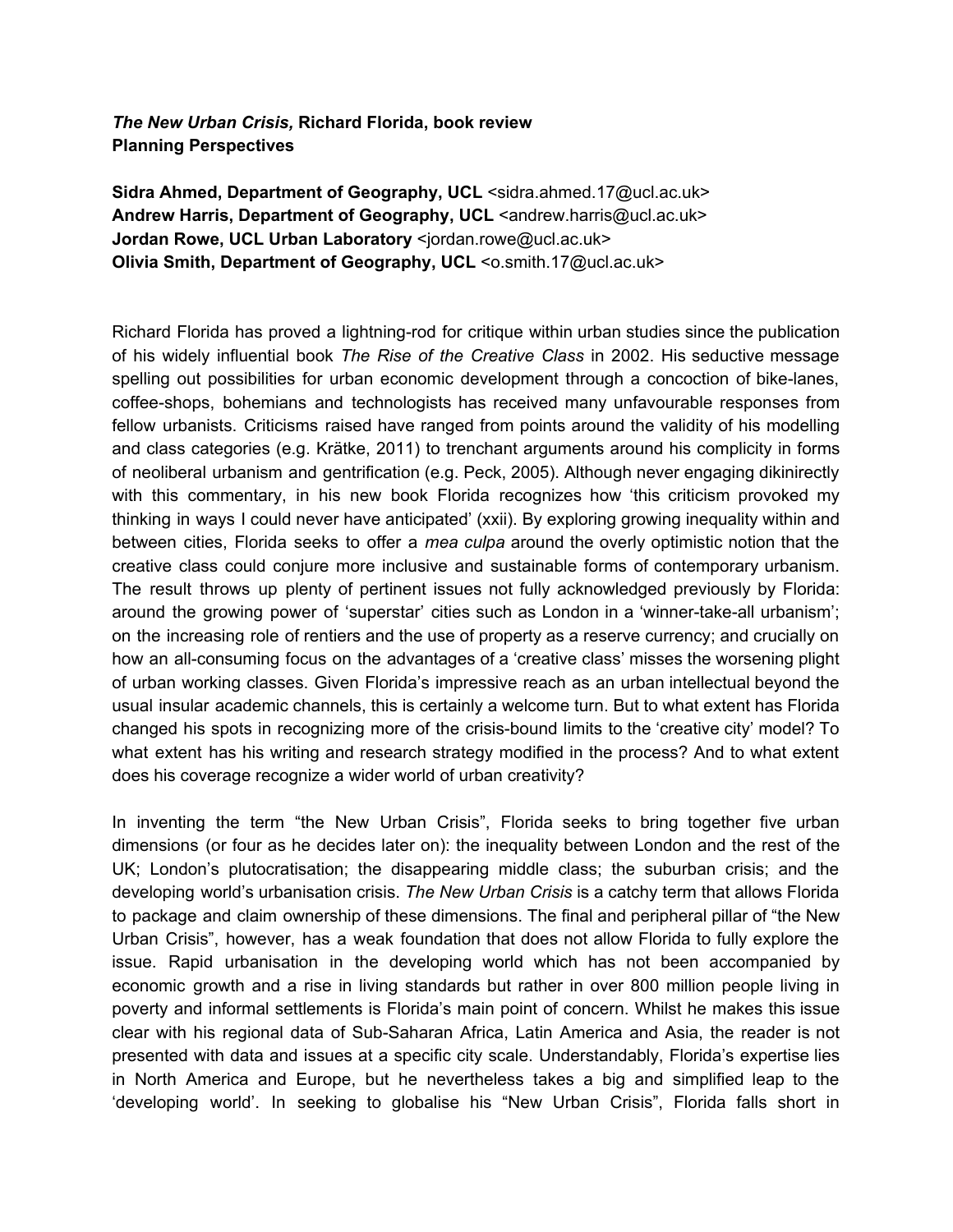***The New Urban Crisis,* Richard Florida, book review**
**Planning Perspectives**

**Sidra Ahmed, Department of Geography, UCL** <sidra.ahmed.17@ucl.ac.uk>
**Andrew Harris, Department of Geography, UCL** <andrew.harris@ucl.ac.uk>
**Jordan Rowe, UCL Urban Laboratory** <jordan.rowe@ucl.ac.uk>
**Olivia Smith, Department of Geography, UCL** <o.smith.17@ucl.ac.uk>

Richard Florida has proved a lightning-rod for critique within urban studies since the publication of his widely influential book *The Rise of the Creative Class* in 2002. His seductive message spelling out possibilities for urban economic development through a concoction of bike-lanes, coffee-shops, bohemians and technologists has received many unfavourable responses from fellow urbanists. Criticisms raised have ranged from points around the validity of his modelling and class categories (e.g. Krätke, 2011) to trenchant arguments around his complicity in forms of neoliberal urbanism and gentrification (e.g. Peck, 2005). Although never engaging dikinirectly with this commentary, in his new book Florida recognizes how 'this criticism provoked my thinking in ways I could never have anticipated' (xxii). By exploring growing inequality within and between cities, Florida seeks to offer a *mea culpa* around the overly optimistic notion that the creative class could conjure more inclusive and sustainable forms of contemporary urbanism. The result throws up plenty of pertinent issues not fully acknowledged previously by Florida: around the growing power of 'superstar' cities such as London in a 'winner-take-all urbanism'; on the increasing role of rentiers and the use of property as a reserve currency; and crucially on how an all-consuming focus on the advantages of a 'creative class' misses the worsening plight of urban working classes. Given Florida's impressive reach as an urban intellectual beyond the usual insular academic channels, this is certainly a welcome turn. But to what extent has Florida changed his spots in recognizing more of the crisis-bound limits to the 'creative city' model? To what extent has his writing and research strategy modified in the process? And to what extent does his coverage recognize a wider world of urban creativity?

In inventing the term "the New Urban Crisis", Florida seeks to bring together five urban dimensions (or four as he decides later on): the inequality between London and the rest of the UK; London's plutocratisation; the disappearing middle class; the suburban crisis; and the developing world's urbanisation crisis. *The New Urban Crisis* is a catchy term that allows Florida to package and claim ownership of these dimensions. The final and peripheral pillar of "the New Urban Crisis", however, has a weak foundation that does not allow Florida to fully explore the issue. Rapid urbanisation in the developing world which has not been accompanied by economic growth and a rise in living standards but rather in over 800 million people living in poverty and informal settlements is Florida's main point of concern. Whilst he makes this issue clear with his regional data of Sub-Saharan Africa, Latin America and Asia, the reader is not presented with data and issues at a specific city scale. Understandably, Florida's expertise lies in North America and Europe, but he nevertheless takes a big and simplified leap to the 'developing world'. In seeking to globalise his "New Urban Crisis", Florida falls short in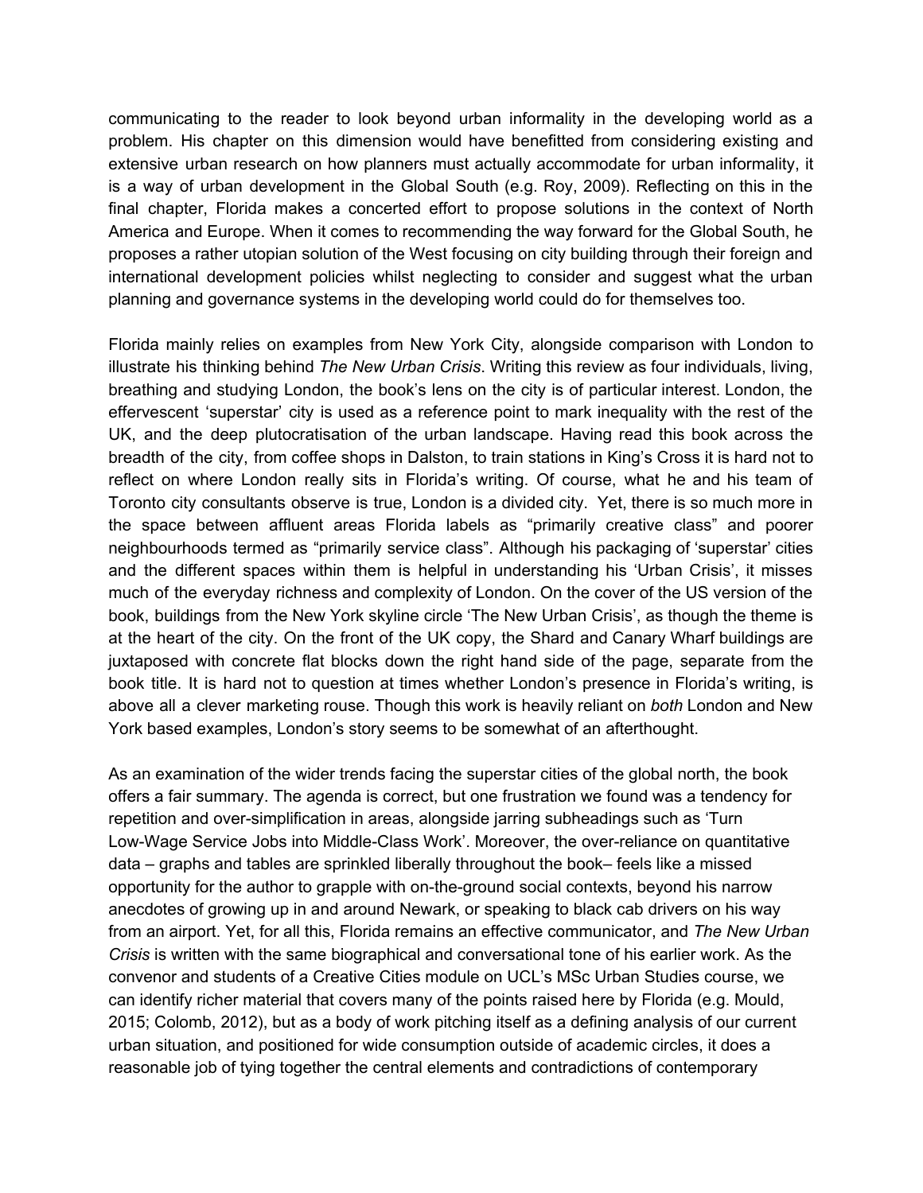communicating to the reader to look beyond urban informality in the developing world as a problem. His chapter on this dimension would have benefitted from considering existing and extensive urban research on how planners must actually accommodate for urban informality, it is a way of urban development in the Global South (e.g. Roy, 2009). Reflecting on this in the final chapter, Florida makes a concerted effort to propose solutions in the context of North America and Europe. When it comes to recommending the way forward for the Global South, he proposes a rather utopian solution of the West focusing on city building through their foreign and international development policies whilst neglecting to consider and suggest what the urban planning and governance systems in the developing world could do for themselves too.

Florida mainly relies on examples from New York City, alongside comparison with London to illustrate his thinking behind *The New Urban Crisis*. Writing this review as four individuals, living, breathing and studying London, the book's lens on the city is of particular interest. London, the effervescent 'superstar' city is used as a reference point to mark inequality with the rest of the UK, and the deep plutocratisation of the urban landscape. Having read this book across the breadth of the city, from coffee shops in Dalston, to train stations in King's Cross it is hard not to reflect on where London really sits in Florida's writing. Of course, what he and his team of Toronto city consultants observe is true, London is a divided city. Yet, there is so much more in the space between affluent areas Florida labels as "primarily creative class" and poorer neighbourhoods termed as "primarily service class". Although his packaging of 'superstar' cities and the different spaces within them is helpful in understanding his 'Urban Crisis', it misses much of the everyday richness and complexity of London. On the cover of the US version of the book, buildings from the New York skyline circle 'The New Urban Crisis', as though the theme is at the heart of the city. On the front of the UK copy, the Shard and Canary Wharf buildings are juxtaposed with concrete flat blocks down the right hand side of the page, separate from the book title. It is hard not to question at times whether London's presence in Florida's writing, is above all a clever marketing rouse. Though this work is heavily reliant on *both* London and New York based examples, London's story seems to be somewhat of an afterthought.

As an examination of the wider trends facing the superstar cities of the global north, the book offers a fair summary. The agenda is correct, but one frustration we found was a tendency for repetition and over-simplification in areas, alongside jarring subheadings such as 'Turn Low-Wage Service Jobs into Middle-Class Work'. Moreover, the over-reliance on quantitative data – graphs and tables are sprinkled liberally throughout the book– feels like a missed opportunity for the author to grapple with on-the-ground social contexts, beyond his narrow anecdotes of growing up in and around Newark, or speaking to black cab drivers on his way from an airport. Yet, for all this, Florida remains an effective communicator, and *The New Urban Crisis* is written with the same biographical and conversational tone of his earlier work. As the convenor and students of a Creative Cities module on UCL's MSc Urban Studies course, we can identify richer material that covers many of the points raised here by Florida (e.g. Mould, 2015; Colomb, 2012), but as a body of work pitching itself as a defining analysis of our current urban situation, and positioned for wide consumption outside of academic circles, it does a reasonable job of tying together the central elements and contradictions of contemporary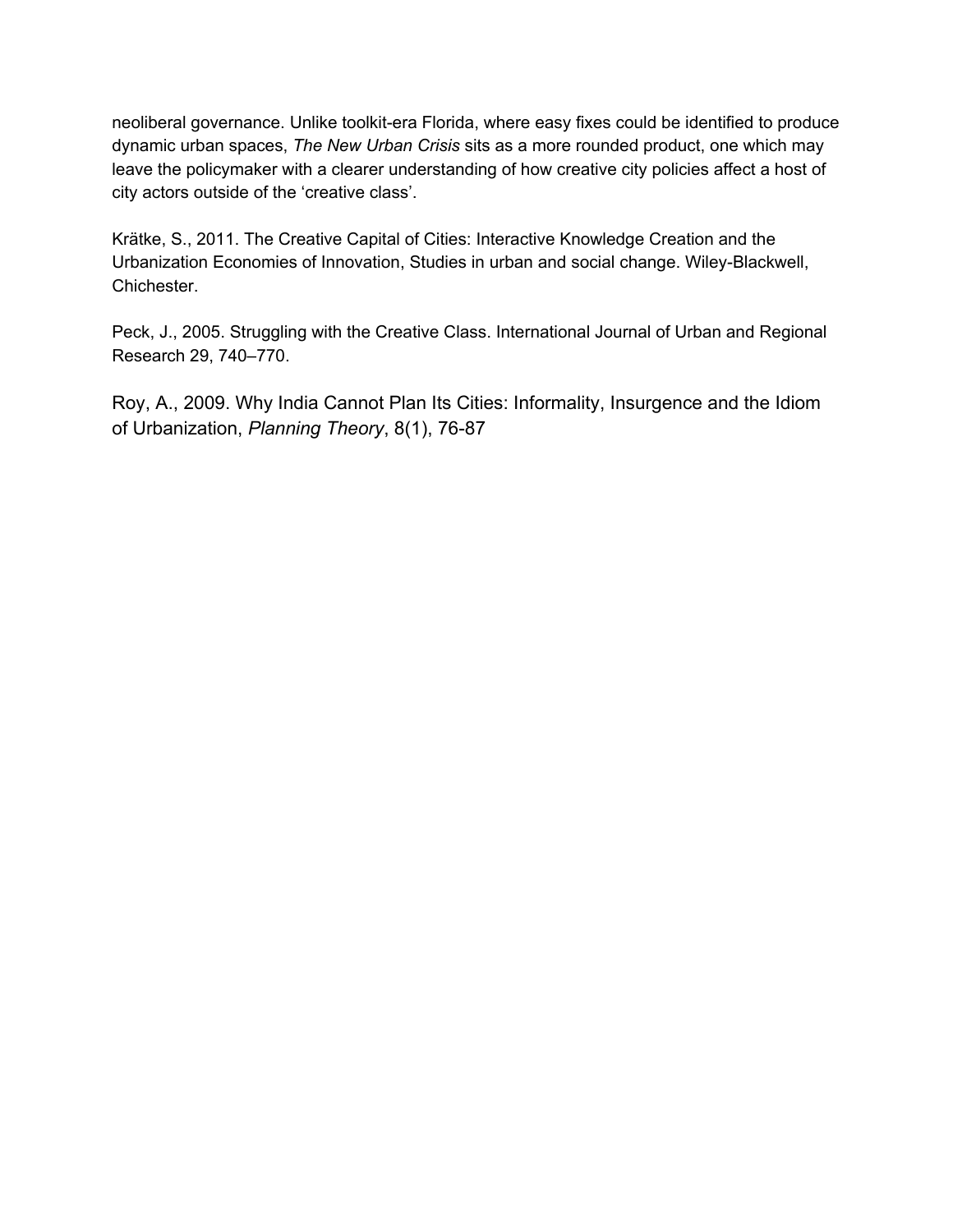neoliberal governance. Unlike toolkit-era Florida, where easy fixes could be identified to produce dynamic urban spaces, *The New Urban Crisis* sits as a more rounded product, one which may leave the policymaker with a clearer understanding of how creative city policies affect a host of city actors outside of the 'creative class'.

Krätke, S., 2011. The Creative Capital of Cities: Interactive Knowledge Creation and the Urbanization Economies of Innovation, Studies in urban and social change. Wiley-Blackwell, Chichester.

Peck, J., 2005. Struggling with the Creative Class. International Journal of Urban and Regional Research 29, 740–770.

Roy, A., 2009. Why India Cannot Plan Its Cities: Informality, Insurgence and the Idiom of Urbanization, *Planning Theory*, 8(1), 76-87